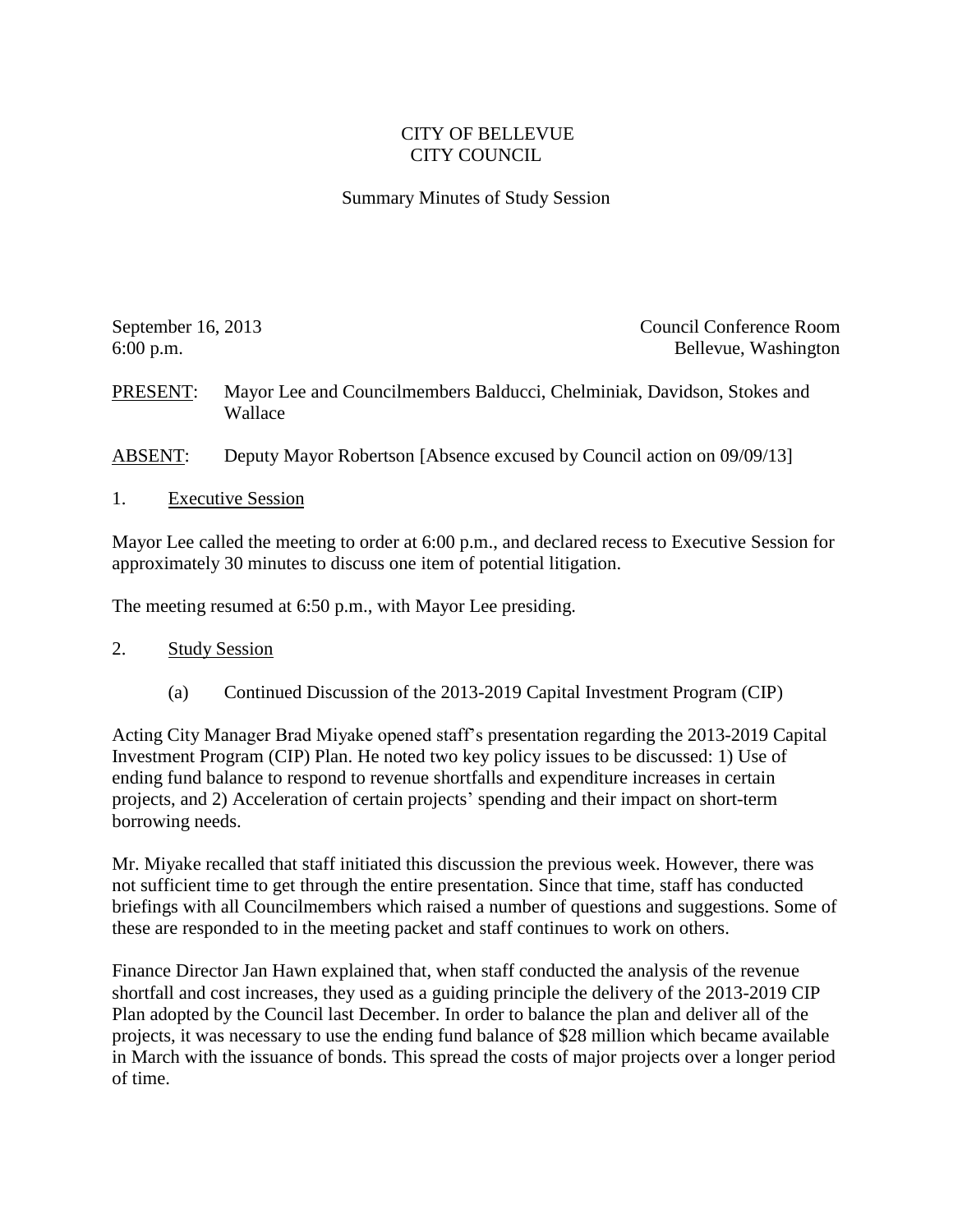# CITY OF BELLEVUE
# CITY COUNCIL

## Summary Minutes of Study Session

September 16, 2013
6:00 p.m.

Council Conference Room
Bellevue, Washington

PRESENT: Mayor Lee and Councilmembers Balducci, Chelminiak, Davidson, Stokes and Wallace

ABSENT: Deputy Mayor Robertson [Absence excused by Council action on 09/09/13]

1. Executive Session

Mayor Lee called the meeting to order at 6:00 p.m., and declared recess to Executive Session for approximately 30 minutes to discuss one item of potential litigation.

The meeting resumed at 6:50 p.m., with Mayor Lee presiding.

2. Study Session

(a) Continued Discussion of the 2013-2019 Capital Investment Program (CIP)

Acting City Manager Brad Miyake opened staff's presentation regarding the 2013-2019 Capital Investment Program (CIP) Plan. He noted two key policy issues to be discussed: 1) Use of ending fund balance to respond to revenue shortfalls and expenditure increases in certain projects, and 2) Acceleration of certain projects' spending and their impact on short-term borrowing needs.

Mr. Miyake recalled that staff initiated this discussion the previous week. However, there was not sufficient time to get through the entire presentation. Since that time, staff has conducted briefings with all Councilmembers which raised a number of questions and suggestions. Some of these are responded to in the meeting packet and staff continues to work on others.

Finance Director Jan Hawn explained that, when staff conducted the analysis of the revenue shortfall and cost increases, they used as a guiding principle the delivery of the 2013-2019 CIP Plan adopted by the Council last December. In order to balance the plan and deliver all of the projects, it was necessary to use the ending fund balance of $28 million which became available in March with the issuance of bonds. This spread the costs of major projects over a longer period of time.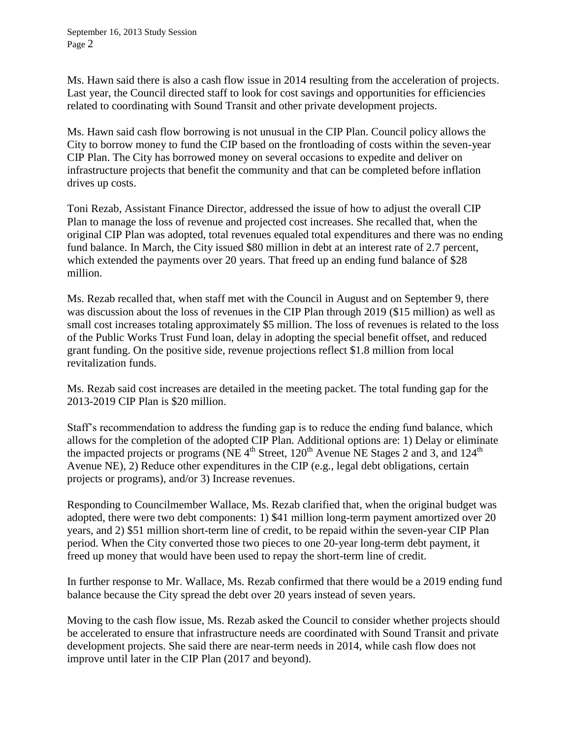Ms. Hawn said there is also a cash flow issue in 2014 resulting from the acceleration of projects. Last year, the Council directed staff to look for cost savings and opportunities for efficiencies related to coordinating with Sound Transit and other private development projects.

Ms. Hawn said cash flow borrowing is not unusual in the CIP Plan. Council policy allows the City to borrow money to fund the CIP based on the frontloading of costs within the seven-year CIP Plan. The City has borrowed money on several occasions to expedite and deliver on infrastructure projects that benefit the community and that can be completed before inflation drives up costs.

Toni Rezab, Assistant Finance Director, addressed the issue of how to adjust the overall CIP Plan to manage the loss of revenue and projected cost increases. She recalled that, when the original CIP Plan was adopted, total revenues equaled total expenditures and there was no ending fund balance. In March, the City issued $80 million in debt at an interest rate of 2.7 percent, which extended the payments over 20 years. That freed up an ending fund balance of $28 million.

Ms. Rezab recalled that, when staff met with the Council in August and on September 9, there was discussion about the loss of revenues in the CIP Plan through 2019 ($15 million) as well as small cost increases totaling approximately $5 million. The loss of revenues is related to the loss of the Public Works Trust Fund loan, delay in adopting the special benefit offset, and reduced grant funding. On the positive side, revenue projections reflect $1.8 million from local revitalization funds.

Ms. Rezab said cost increases are detailed in the meeting packet. The total funding gap for the 2013-2019 CIP Plan is $20 million.

Staff's recommendation to address the funding gap is to reduce the ending fund balance, which allows for the completion of the adopted CIP Plan. Additional options are: 1) Delay or eliminate the impacted projects or programs (NE 4th Street, 120th Avenue NE Stages 2 and 3, and 124th Avenue NE), 2) Reduce other expenditures in the CIP (e.g., legal debt obligations, certain projects or programs), and/or 3) Increase revenues.

Responding to Councilmember Wallace, Ms. Rezab clarified that, when the original budget was adopted, there were two debt components: 1) $41 million long-term payment amortized over 20 years, and 2) $51 million short-term line of credit, to be repaid within the seven-year CIP Plan period. When the City converted those two pieces to one 20-year long-term debt payment, it freed up money that would have been used to repay the short-term line of credit.

In further response to Mr. Wallace, Ms. Rezab confirmed that there would be a 2019 ending fund balance because the City spread the debt over 20 years instead of seven years.

Moving to the cash flow issue, Ms. Rezab asked the Council to consider whether projects should be accelerated to ensure that infrastructure needs are coordinated with Sound Transit and private development projects. She said there are near-term needs in 2014, while cash flow does not improve until later in the CIP Plan (2017 and beyond).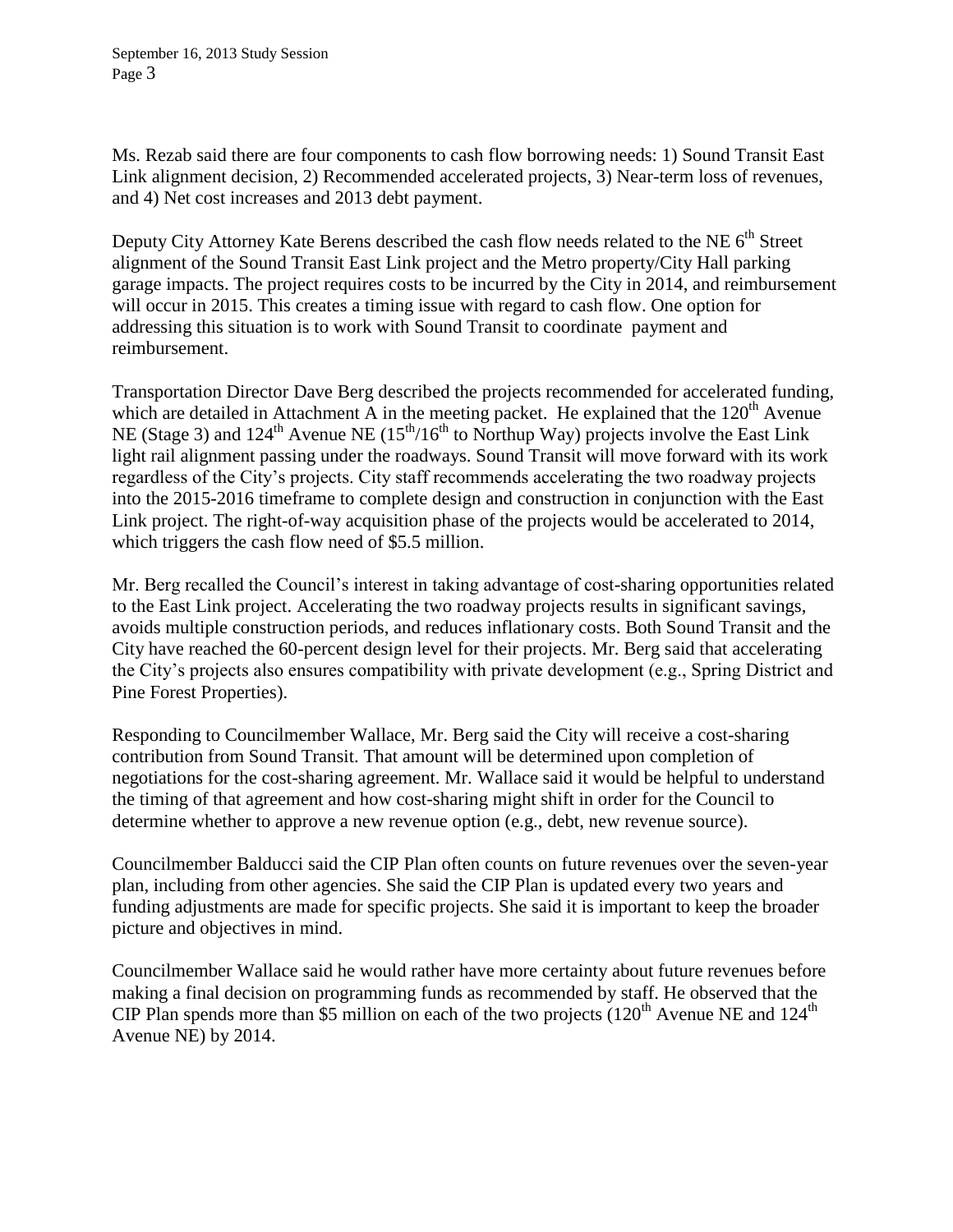Ms. Rezab said there are four components to cash flow borrowing needs: 1) Sound Transit East Link alignment decision, 2) Recommended accelerated projects, 3) Near-term loss of revenues, and 4) Net cost increases and 2013 debt payment.

Deputy City Attorney Kate Berens described the cash flow needs related to the NE 6th Street alignment of the Sound Transit East Link project and the Metro property/City Hall parking garage impacts. The project requires costs to be incurred by the City in 2014, and reimbursement will occur in 2015. This creates a timing issue with regard to cash flow. One option for addressing this situation is to work with Sound Transit to coordinate payment and reimbursement.

Transportation Director Dave Berg described the projects recommended for accelerated funding, which are detailed in Attachment A in the meeting packet. He explained that the 120th Avenue NE (Stage 3) and 124th Avenue NE (15th/16th to Northup Way) projects involve the East Link light rail alignment passing under the roadways. Sound Transit will move forward with its work regardless of the City's projects. City staff recommends accelerating the two roadway projects into the 2015-2016 timeframe to complete design and construction in conjunction with the East Link project. The right-of-way acquisition phase of the projects would be accelerated to 2014, which triggers the cash flow need of $5.5 million.

Mr. Berg recalled the Council's interest in taking advantage of cost-sharing opportunities related to the East Link project. Accelerating the two roadway projects results in significant savings, avoids multiple construction periods, and reduces inflationary costs. Both Sound Transit and the City have reached the 60-percent design level for their projects. Mr. Berg said that accelerating the City's projects also ensures compatibility with private development (e.g., Spring District and Pine Forest Properties).

Responding to Councilmember Wallace, Mr. Berg said the City will receive a cost-sharing contribution from Sound Transit. That amount will be determined upon completion of negotiations for the cost-sharing agreement. Mr. Wallace said it would be helpful to understand the timing of that agreement and how cost-sharing might shift in order for the Council to determine whether to approve a new revenue option (e.g., debt, new revenue source).

Councilmember Balducci said the CIP Plan often counts on future revenues over the seven-year plan, including from other agencies. She said the CIP Plan is updated every two years and funding adjustments are made for specific projects. She said it is important to keep the broader picture and objectives in mind.

Councilmember Wallace said he would rather have more certainty about future revenues before making a final decision on programming funds as recommended by staff. He observed that the CIP Plan spends more than $5 million on each of the two projects (120th Avenue NE and 124th Avenue NE) by 2014.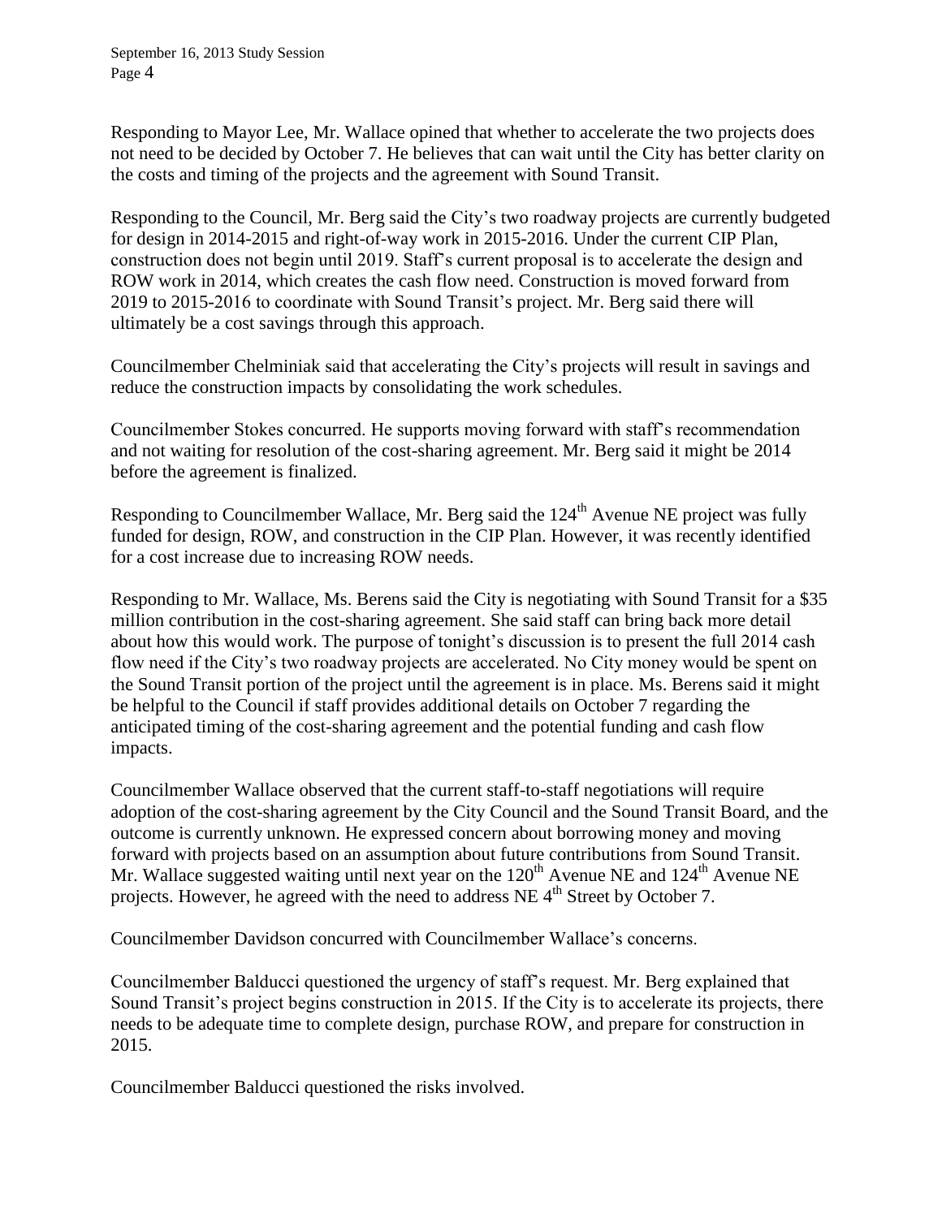Responding to Mayor Lee, Mr. Wallace opined that whether to accelerate the two projects does not need to be decided by October 7. He believes that can wait until the City has better clarity on the costs and timing of the projects and the agreement with Sound Transit.

Responding to the Council, Mr. Berg said the City's two roadway projects are currently budgeted for design in 2014-2015 and right-of-way work in 2015-2016. Under the current CIP Plan, construction does not begin until 2019. Staff's current proposal is to accelerate the design and ROW work in 2014, which creates the cash flow need. Construction is moved forward from 2019 to 2015-2016 to coordinate with Sound Transit's project. Mr. Berg said there will ultimately be a cost savings through this approach.

Councilmember Chelminiak said that accelerating the City's projects will result in savings and reduce the construction impacts by consolidating the work schedules.

Councilmember Stokes concurred. He supports moving forward with staff's recommendation and not waiting for resolution of the cost-sharing agreement. Mr. Berg said it might be 2014 before the agreement is finalized.

Responding to Councilmember Wallace, Mr. Berg said the 124th Avenue NE project was fully funded for design, ROW, and construction in the CIP Plan. However, it was recently identified for a cost increase due to increasing ROW needs.

Responding to Mr. Wallace, Ms. Berens said the City is negotiating with Sound Transit for a $35 million contribution in the cost-sharing agreement. She said staff can bring back more detail about how this would work. The purpose of tonight's discussion is to present the full 2014 cash flow need if the City's two roadway projects are accelerated. No City money would be spent on the Sound Transit portion of the project until the agreement is in place. Ms. Berens said it might be helpful to the Council if staff provides additional details on October 7 regarding the anticipated timing of the cost-sharing agreement and the potential funding and cash flow impacts.

Councilmember Wallace observed that the current staff-to-staff negotiations will require adoption of the cost-sharing agreement by the City Council and the Sound Transit Board, and the outcome is currently unknown. He expressed concern about borrowing money and moving forward with projects based on an assumption about future contributions from Sound Transit. Mr. Wallace suggested waiting until next year on the 120th Avenue NE and 124th Avenue NE projects. However, he agreed with the need to address NE 4th Street by October 7.

Councilmember Davidson concurred with Councilmember Wallace's concerns.

Councilmember Balducci questioned the urgency of staff's request. Mr. Berg explained that Sound Transit's project begins construction in 2015. If the City is to accelerate its projects, there needs to be adequate time to complete design, purchase ROW, and prepare for construction in 2015.

Councilmember Balducci questioned the risks involved.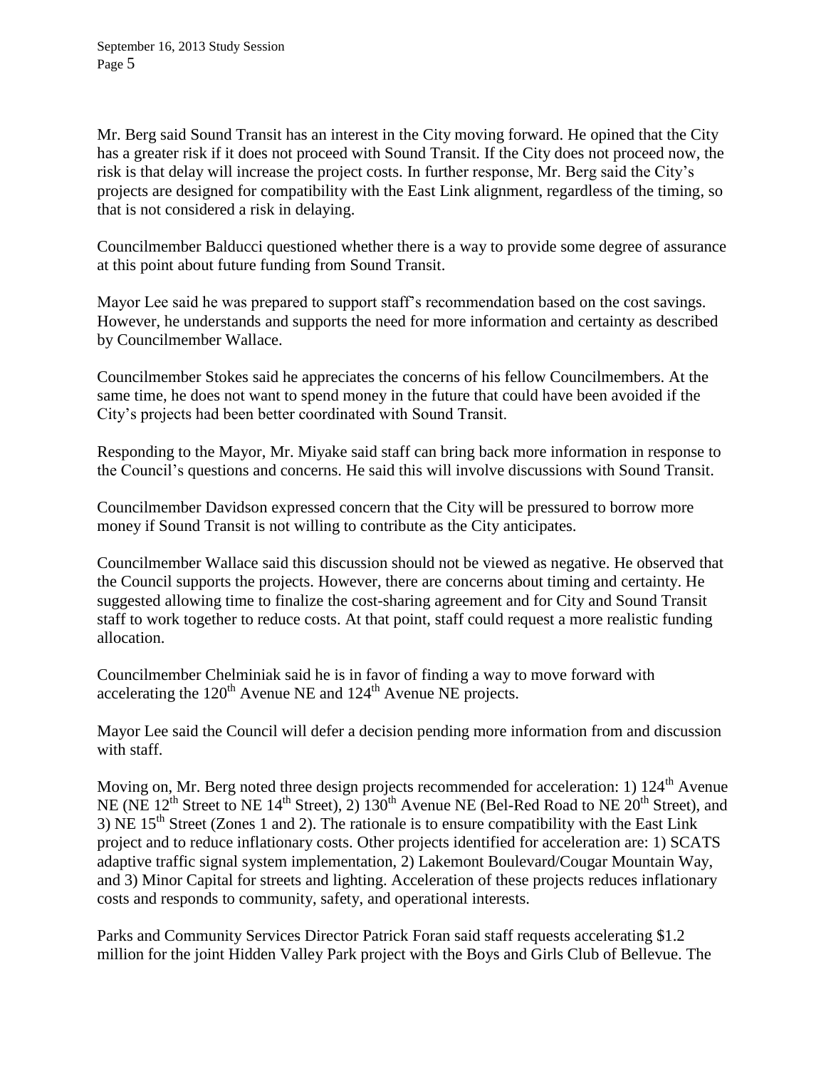Mr. Berg said Sound Transit has an interest in the City moving forward. He opined that the City has a greater risk if it does not proceed with Sound Transit. If the City does not proceed now, the risk is that delay will increase the project costs. In further response, Mr. Berg said the City's projects are designed for compatibility with the East Link alignment, regardless of the timing, so that is not considered a risk in delaying.

Councilmember Balducci questioned whether there is a way to provide some degree of assurance at this point about future funding from Sound Transit.

Mayor Lee said he was prepared to support staff's recommendation based on the cost savings. However, he understands and supports the need for more information and certainty as described by Councilmember Wallace.

Councilmember Stokes said he appreciates the concerns of his fellow Councilmembers. At the same time, he does not want to spend money in the future that could have been avoided if the City's projects had been better coordinated with Sound Transit.

Responding to the Mayor, Mr. Miyake said staff can bring back more information in response to the Council's questions and concerns. He said this will involve discussions with Sound Transit.

Councilmember Davidson expressed concern that the City will be pressured to borrow more money if Sound Transit is not willing to contribute as the City anticipates.

Councilmember Wallace said this discussion should not be viewed as negative. He observed that the Council supports the projects. However, there are concerns about timing and certainty. He suggested allowing time to finalize the cost-sharing agreement and for City and Sound Transit staff to work together to reduce costs. At that point, staff could request a more realistic funding allocation.

Councilmember Chelminiak said he is in favor of finding a way to move forward with accelerating the 120th Avenue NE and 124th Avenue NE projects.

Mayor Lee said the Council will defer a decision pending more information from and discussion with staff.

Moving on, Mr. Berg noted three design projects recommended for acceleration: 1) 124th Avenue NE (NE 12th Street to NE 14th Street), 2) 130th Avenue NE (Bel-Red Road to NE 20th Street), and 3) NE 15th Street (Zones 1 and 2). The rationale is to ensure compatibility with the East Link project and to reduce inflationary costs. Other projects identified for acceleration are: 1) SCATS adaptive traffic signal system implementation, 2) Lakemont Boulevard/Cougar Mountain Way, and 3) Minor Capital for streets and lighting. Acceleration of these projects reduces inflationary costs and responds to community, safety, and operational interests.

Parks and Community Services Director Patrick Foran said staff requests accelerating $1.2 million for the joint Hidden Valley Park project with the Boys and Girls Club of Bellevue. The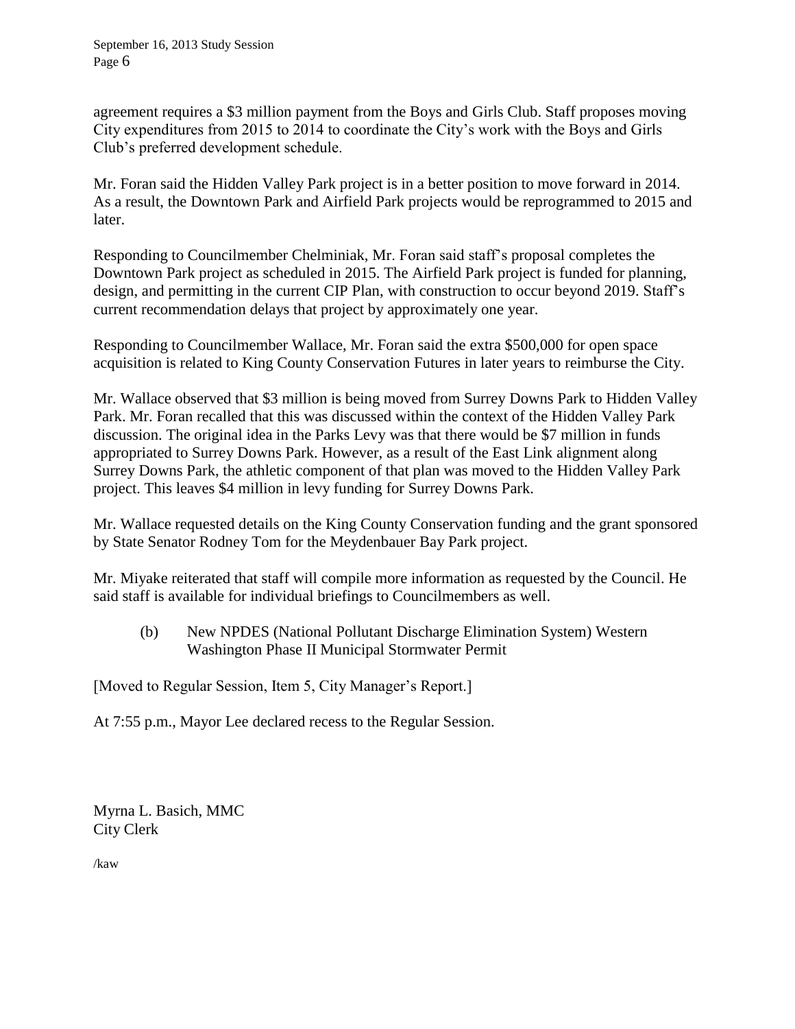agreement requires a $3 million payment from the Boys and Girls Club. Staff proposes moving City expenditures from 2015 to 2014 to coordinate the City's work with the Boys and Girls Club's preferred development schedule.

Mr. Foran said the Hidden Valley Park project is in a better position to move forward in 2014. As a result, the Downtown Park and Airfield Park projects would be reprogrammed to 2015 and later.

Responding to Councilmember Chelminiak, Mr. Foran said staff's proposal completes the Downtown Park project as scheduled in 2015. The Airfield Park project is funded for planning, design, and permitting in the current CIP Plan, with construction to occur beyond 2019. Staff's current recommendation delays that project by approximately one year.

Responding to Councilmember Wallace, Mr. Foran said the extra $500,000 for open space acquisition is related to King County Conservation Futures in later years to reimburse the City.

Mr. Wallace observed that $3 million is being moved from Surrey Downs Park to Hidden Valley Park. Mr. Foran recalled that this was discussed within the context of the Hidden Valley Park discussion. The original idea in the Parks Levy was that there would be $7 million in funds appropriated to Surrey Downs Park. However, as a result of the East Link alignment along Surrey Downs Park, the athletic component of that plan was moved to the Hidden Valley Park project. This leaves $4 million in levy funding for Surrey Downs Park.

Mr. Wallace requested details on the King County Conservation funding and the grant sponsored by State Senator Rodney Tom for the Meydenbauer Bay Park project.

Mr. Miyake reiterated that staff will compile more information as requested by the Council. He said staff is available for individual briefings to Councilmembers as well.

(b) New NPDES (National Pollutant Discharge Elimination System) Western Washington Phase II Municipal Stormwater Permit

[Moved to Regular Session, Item 5, City Manager's Report.]

At 7:55 p.m., Mayor Lee declared recess to the Regular Session.

Myrna L. Basich, MMC
City Clerk

/kaw